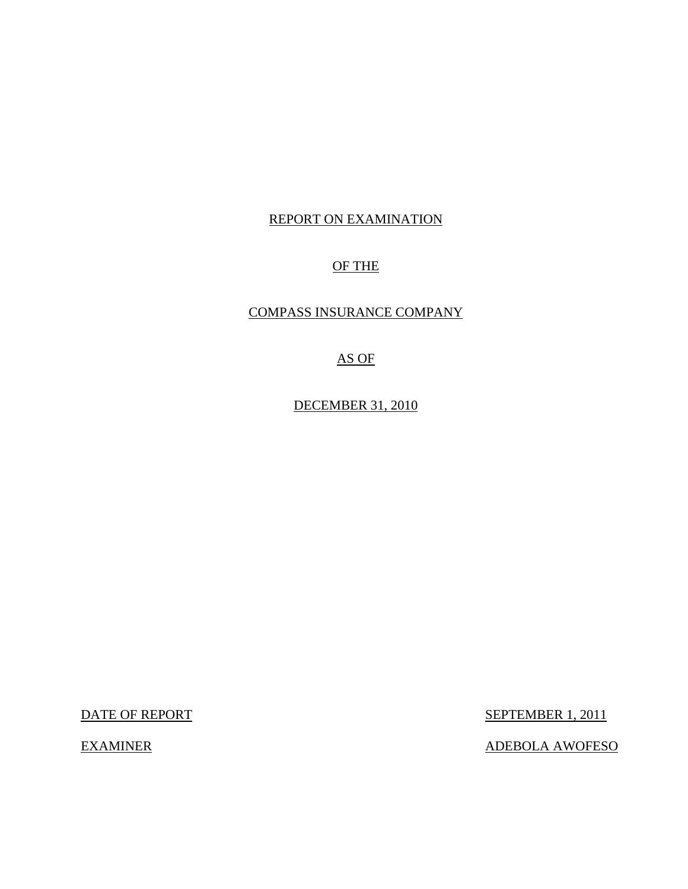# REPORT ON EXAMINATION

# OF THE

# COMPASS INSURANCE COMPANY

# AS OF

# DECEMBER 31, 2010

| DATE OF REPORT | SEPTEMBER 1, 2011 |
| --- | --- |
| EXAMINER | ADEBOLA AWOFESO |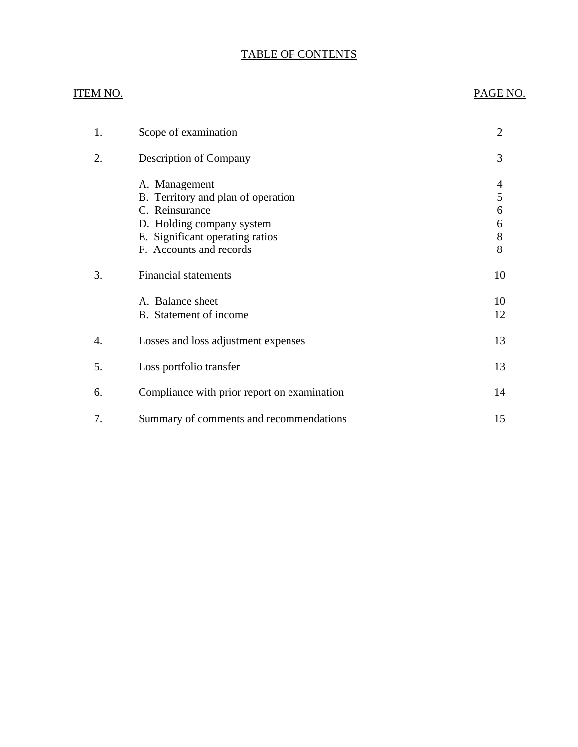# TABLE OF CONTENTS

| ITEM NO. | | PAGE NO. |
|---|---|---|
| 1. | Scope of examination | 2 |
| 2. | Description of Company | 3 |
| | A. Management | 4 |
| | B. Territory and plan of operation | 5 |
| | C. Reinsurance | 6 |
| | D. Holding company system | 6 |
| | E. Significant operating ratios | 8 |
| | F. Accounts and records | 8 |
| 3. | Financial statements | 10 |
| | A. Balance sheet | 10 |
| | B. Statement of income | 12 |
| 4. | Losses and loss adjustment expenses | 13 |
| 5. | Loss portfolio transfer | 13 |
| 6. | Compliance with prior report on examination | 14 |
| 7. | Summary of comments and recommendations | 15 |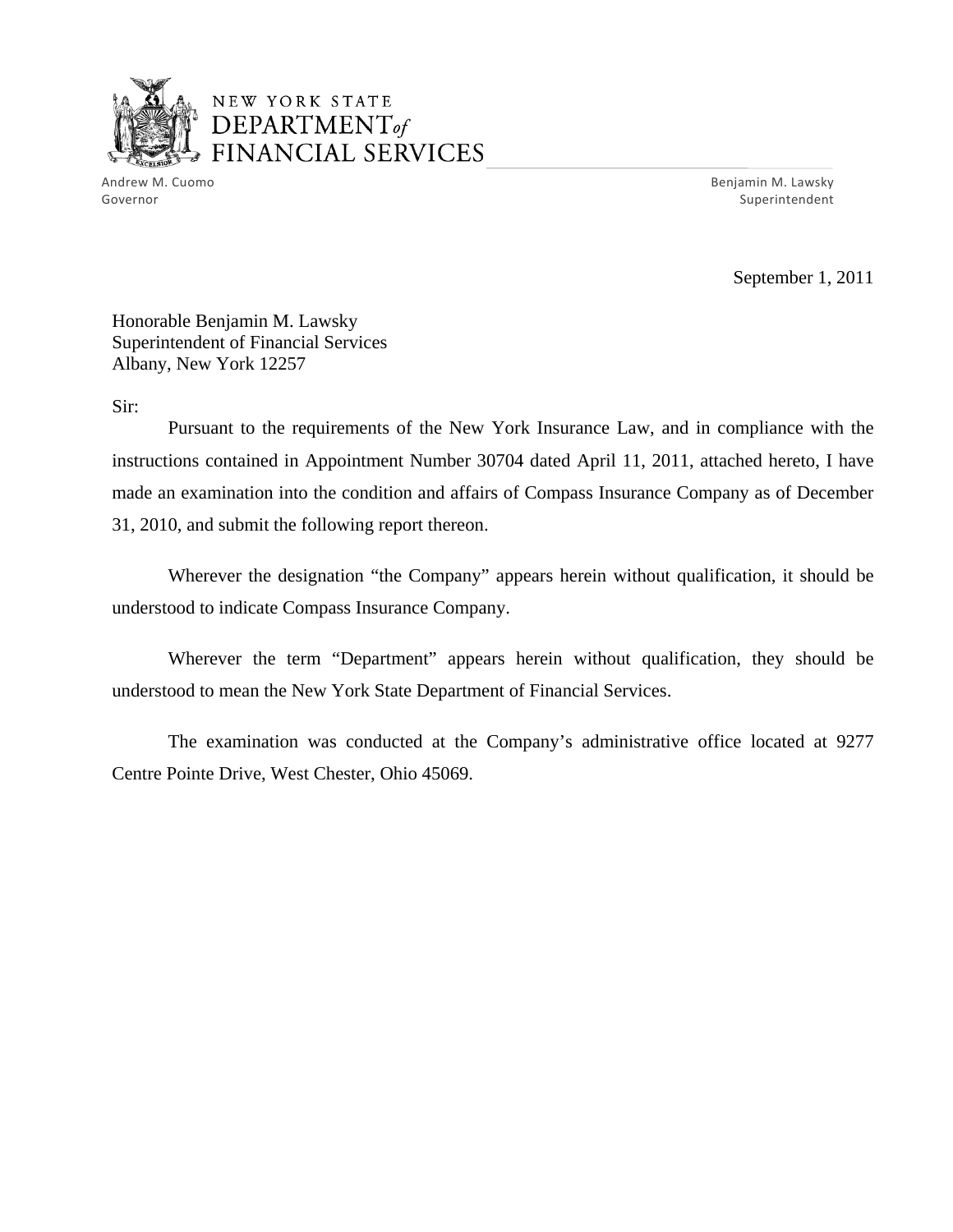NEW YORK STATE
DEPARTMENT *of*
FINANCIAL SERVICES

Andrew M. Cuomo
Governor

Benjamin M. Lawsky
Superintendent

September 1, 2011

Honorable Benjamin M. Lawsky
Superintendent of Financial Services
Albany, New York 12257

Sir:

Pursuant to the requirements of the New York Insurance Law, and in compliance with the instructions contained in Appointment Number 30704 dated April 11, 2011, attached hereto, I have made an examination into the condition and affairs of Compass Insurance Company as of December 31, 2010, and submit the following report thereon.

Wherever the designation "the Company" appears herein without qualification, it should be understood to indicate Compass Insurance Company.

Wherever the term "Department" appears herein without qualification, they should be understood to mean the New York State Department of Financial Services.

The examination was conducted at the Company's administrative office located at 9277 Centre Pointe Drive, West Chester, Ohio 45069.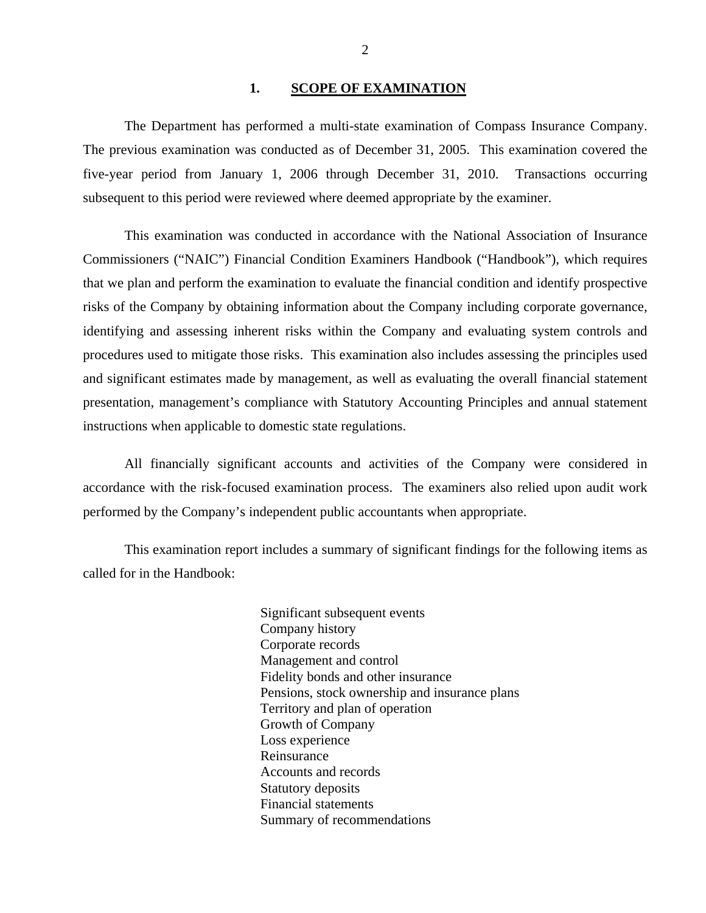## 1. SCOPE OF EXAMINATION

The Department has performed a multi-state examination of Compass Insurance Company. The previous examination was conducted as of December 31, 2005. This examination covered the five-year period from January 1, 2006 through December 31, 2010. Transactions occurring subsequent to this period were reviewed where deemed appropriate by the examiner.

This examination was conducted in accordance with the National Association of Insurance Commissioners ("NAIC") Financial Condition Examiners Handbook ("Handbook"), which requires that we plan and perform the examination to evaluate the financial condition and identify prospective risks of the Company by obtaining information about the Company including corporate governance, identifying and assessing inherent risks within the Company and evaluating system controls and procedures used to mitigate those risks. This examination also includes assessing the principles used and significant estimates made by management, as well as evaluating the overall financial statement presentation, management's compliance with Statutory Accounting Principles and annual statement instructions when applicable to domestic state regulations.

All financially significant accounts and activities of the Company were considered in accordance with the risk-focused examination process. The examiners also relied upon audit work performed by the Company's independent public accountants when appropriate.

This examination report includes a summary of significant findings for the following items as called for in the Handbook:

- Significant subsequent events
- Company history
- Corporate records
- Management and control
- Fidelity bonds and other insurance
- Pensions, stock ownership and insurance plans
- Territory and plan of operation
- Growth of Company
- Loss experience
- Reinsurance
- Accounts and records
- Statutory deposits
- Financial statements
- Summary of recommendations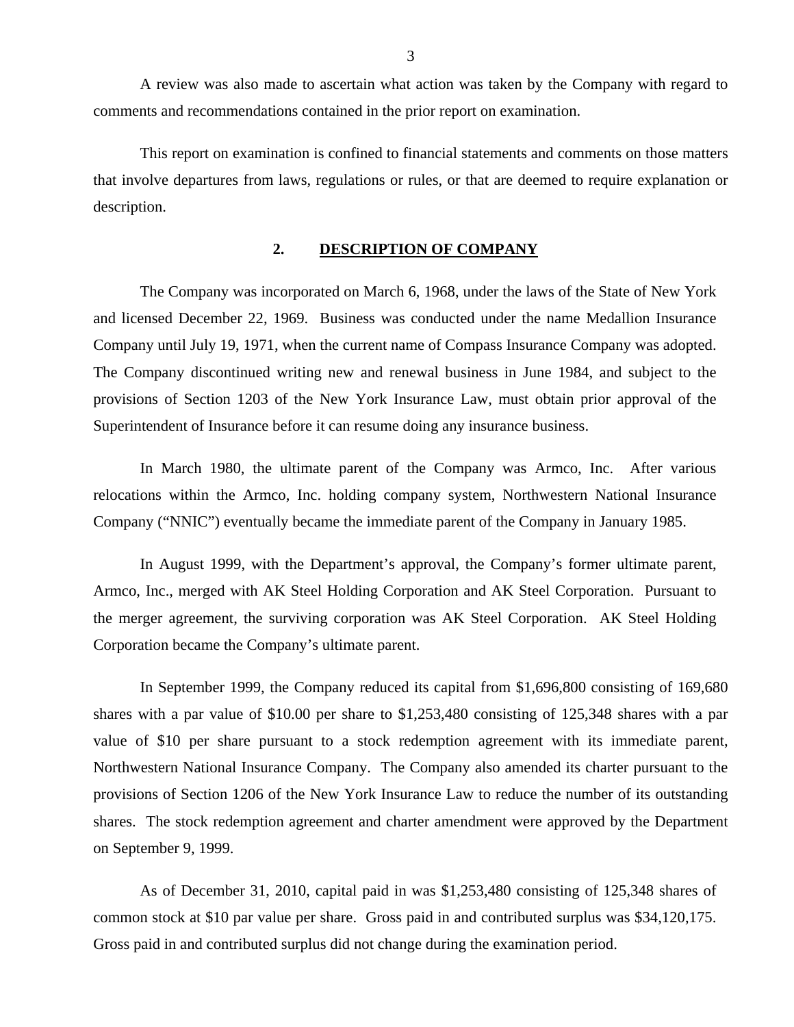A review was also made to ascertain what action was taken by the Company with regard to comments and recommendations contained in the prior report on examination.

This report on examination is confined to financial statements and comments on those matters that involve departures from laws, regulations or rules, or that are deemed to require explanation or description.

## 2. DESCRIPTION OF COMPANY

The Company was incorporated on March 6, 1968, under the laws of the State of New York and licensed December 22, 1969. Business was conducted under the name Medallion Insurance Company until July 19, 1971, when the current name of Compass Insurance Company was adopted. The Company discontinued writing new and renewal business in June 1984, and subject to the provisions of Section 1203 of the New York Insurance Law, must obtain prior approval of the Superintendent of Insurance before it can resume doing any insurance business.

In March 1980, the ultimate parent of the Company was Armco, Inc. After various relocations within the Armco, Inc. holding company system, Northwestern National Insurance Company ("NNIC") eventually became the immediate parent of the Company in January 1985.

In August 1999, with the Department's approval, the Company's former ultimate parent, Armco, Inc., merged with AK Steel Holding Corporation and AK Steel Corporation. Pursuant to the merger agreement, the surviving corporation was AK Steel Corporation. AK Steel Holding Corporation became the Company's ultimate parent.

In September 1999, the Company reduced its capital from $1,696,800 consisting of 169,680 shares with a par value of $10.00 per share to $1,253,480 consisting of 125,348 shares with a par value of $10 per share pursuant to a stock redemption agreement with its immediate parent, Northwestern National Insurance Company. The Company also amended its charter pursuant to the provisions of Section 1206 of the New York Insurance Law to reduce the number of its outstanding shares. The stock redemption agreement and charter amendment were approved by the Department on September 9, 1999.

As of December 31, 2010, capital paid in was $1,253,480 consisting of 125,348 shares of common stock at $10 par value per share. Gross paid in and contributed surplus was $34,120,175. Gross paid in and contributed surplus did not change during the examination period.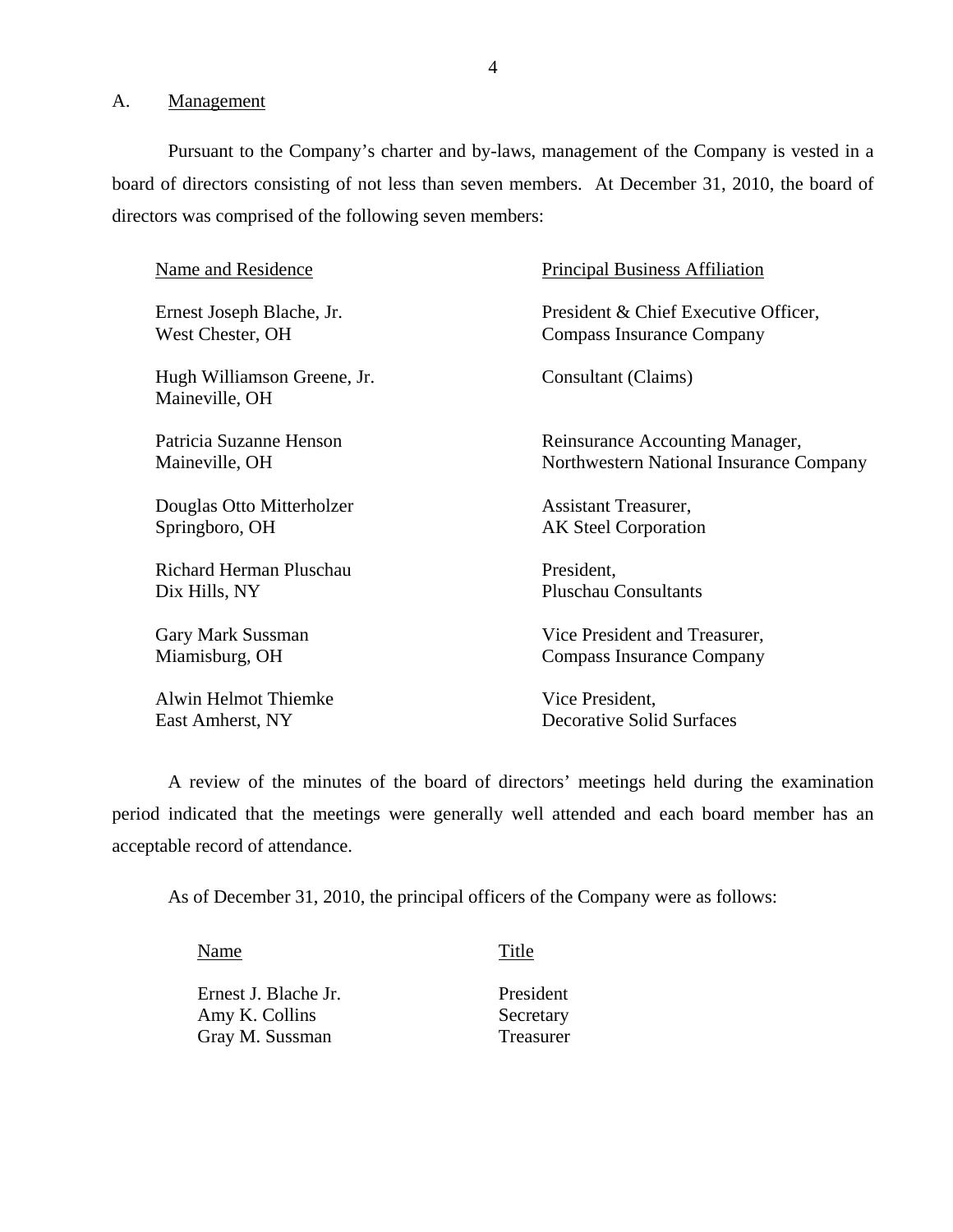## A. Management

Pursuant to the Company's charter and by-laws, management of the Company is vested in a board of directors consisting of not less than seven members. At December 31, 2010, the board of directors was comprised of the following seven members:

| Name and Residence | Principal Business Affiliation |
|---|---|
| Ernest Joseph Blache, Jr.<br>West Chester, OH | President & Chief Executive Officer,<br>Compass Insurance Company |
| Hugh Williamson Greene, Jr.<br>Maineville, OH | Consultant (Claims) |
| Patricia Suzanne Henson<br>Maineville, OH | Reinsurance Accounting Manager,<br>Northwestern National Insurance Company |
| Douglas Otto Mitterholzer<br>Springboro, OH | Assistant Treasurer,<br>AK Steel Corporation |
| Richard Herman Pluschau<br>Dix Hills, NY | President,<br>Pluschau Consultants |
| Gary Mark Sussman<br>Miamisburg, OH | Vice President and Treasurer,<br>Compass Insurance Company |
| Alwin Helmot Thiemke<br>East Amherst, NY | Vice President,<br>Decorative Solid Surfaces |

A review of the minutes of the board of directors' meetings held during the examination period indicated that the meetings were generally well attended and each board member has an acceptable record of attendance.

As of December 31, 2010, the principal officers of the Company were as follows:

| Name | Title |
|---|---|
| Ernest J. Blache Jr. | President |
| Amy K. Collins | Secretary |
| Gray M. Sussman | Treasurer |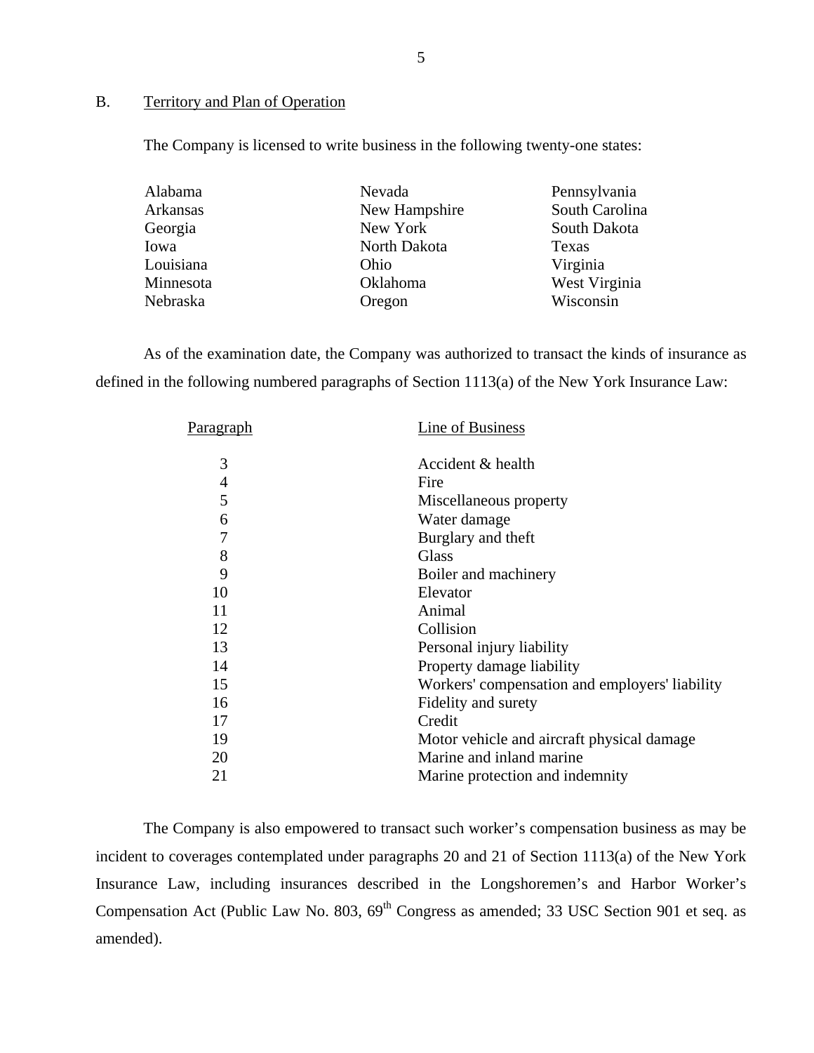## B. Territory and Plan of Operation

The Company is licensed to write business in the following twenty-one states:

| | | |
|---|---|---|
| Alabama | Nevada | Pennsylvania |
| Arkansas | New Hampshire | South Carolina |
| Georgia | New York | South Dakota |
| Iowa | North Dakota | Texas |
| Louisiana | Ohio | Virginia |
| Minnesota | Oklahoma | West Virginia |
| Nebraska | Oregon | Wisconsin |

As of the examination date, the Company was authorized to transact the kinds of insurance as defined in the following numbered paragraphs of Section 1113(a) of the New York Insurance Law:

| Paragraph | Line of Business |
|---|---|
| 3 | Accident & health |
| 4 | Fire |
| 5 | Miscellaneous property |
| 6 | Water damage |
| 7 | Burglary and theft |
| 8 | Glass |
| 9 | Boiler and machinery |
| 10 | Elevator |
| 11 | Animal |
| 12 | Collision |
| 13 | Personal injury liability |
| 14 | Property damage liability |
| 15 | Workers' compensation and employers' liability |
| 16 | Fidelity and surety |
| 17 | Credit |
| 19 | Motor vehicle and aircraft physical damage |
| 20 | Marine and inland marine |
| 21 | Marine protection and indemnity |

The Company is also empowered to transact such worker's compensation business as may be incident to coverages contemplated under paragraphs 20 and 21 of Section 1113(a) of the New York Insurance Law, including insurances described in the Longshoremen's and Harbor Worker's Compensation Act (Public Law No. 803, 69th Congress as amended; 33 USC Section 901 et seq. as amended).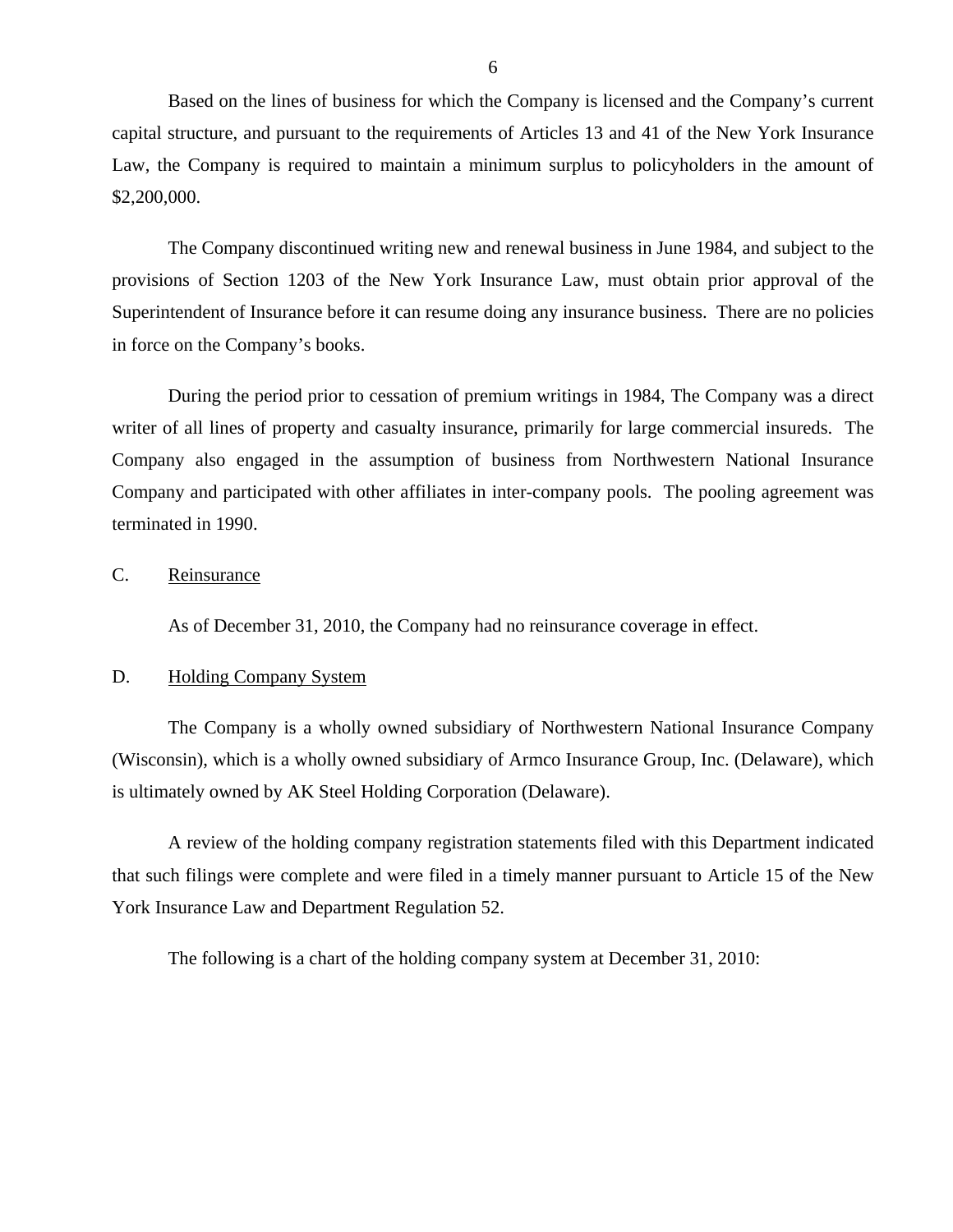Based on the lines of business for which the Company is licensed and the Company's current capital structure, and pursuant to the requirements of Articles 13 and 41 of the New York Insurance Law, the Company is required to maintain a minimum surplus to policyholders in the amount of $2,200,000.

The Company discontinued writing new and renewal business in June 1984, and subject to the provisions of Section 1203 of the New York Insurance Law, must obtain prior approval of the Superintendent of Insurance before it can resume doing any insurance business. There are no policies in force on the Company's books.

During the period prior to cessation of premium writings in 1984, The Company was a direct writer of all lines of property and casualty insurance, primarily for large commercial insureds. The Company also engaged in the assumption of business from Northwestern National Insurance Company and participated with other affiliates in inter-company pools. The pooling agreement was terminated in 1990.

## C. Reinsurance

As of December 31, 2010, the Company had no reinsurance coverage in effect.

## D. Holding Company System

The Company is a wholly owned subsidiary of Northwestern National Insurance Company (Wisconsin), which is a wholly owned subsidiary of Armco Insurance Group, Inc. (Delaware), which is ultimately owned by AK Steel Holding Corporation (Delaware).

A review of the holding company registration statements filed with this Department indicated that such filings were complete and were filed in a timely manner pursuant to Article 15 of the New York Insurance Law and Department Regulation 52.

The following is a chart of the holding company system at December 31, 2010: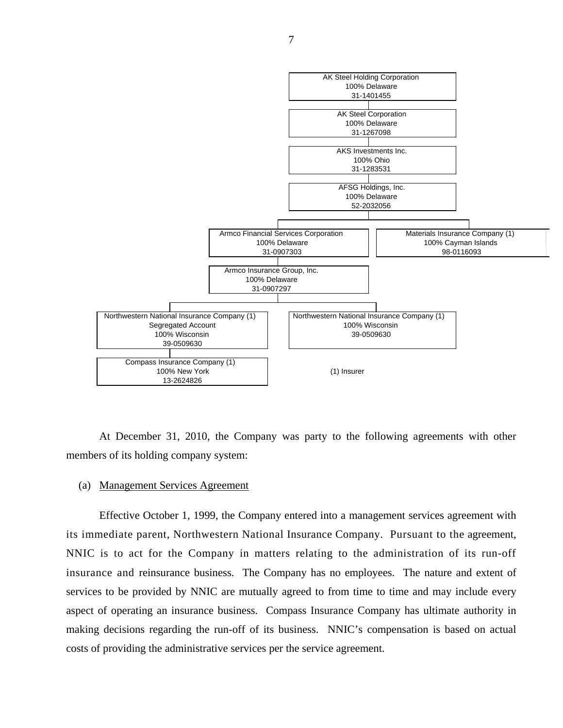AK Steel Holding Corporation
100% Delaware
31-1401455

AK Steel Corporation
100% Delaware
31-1267098

AKS Investments Inc.
100% Ohio
31-1283531

AFSG Holdings, Inc.
100% Delaware
52-2032056

Armco Financial Services Corporation
100% Delaware
31-0907303

Materials Insurance Company (1)
100% Cayman Islands
98-0116093

Armco Insurance Group, Inc.
100% Delaware
31-0907297

Northwestern National Insurance Company (1)
Segregated Account
100% Wisconsin
39-0509630

Northwestern National Insurance Company (1)
100% Wisconsin
39-0509630

Compass Insurance Company (1)
100% New York
13-2624826

(1) Insurer

At December 31, 2010, the Company was party to the following agreements with other members of its holding company system:

(a) Management Services Agreement

Effective October 1, 1999, the Company entered into a management services agreement with its immediate parent, Northwestern National Insurance Company. Pursuant to the agreement, NNIC is to act for the Company in matters relating to the administration of its run-off insurance and reinsurance business. The Company has no employees. The nature and extent of services to be provided by NNIC are mutually agreed to from time to time and may include every aspect of operating an insurance business. Compass Insurance Company has ultimate authority in making decisions regarding the run-off of its business. NNIC's compensation is based on actual costs of providing the administrative services per the service agreement.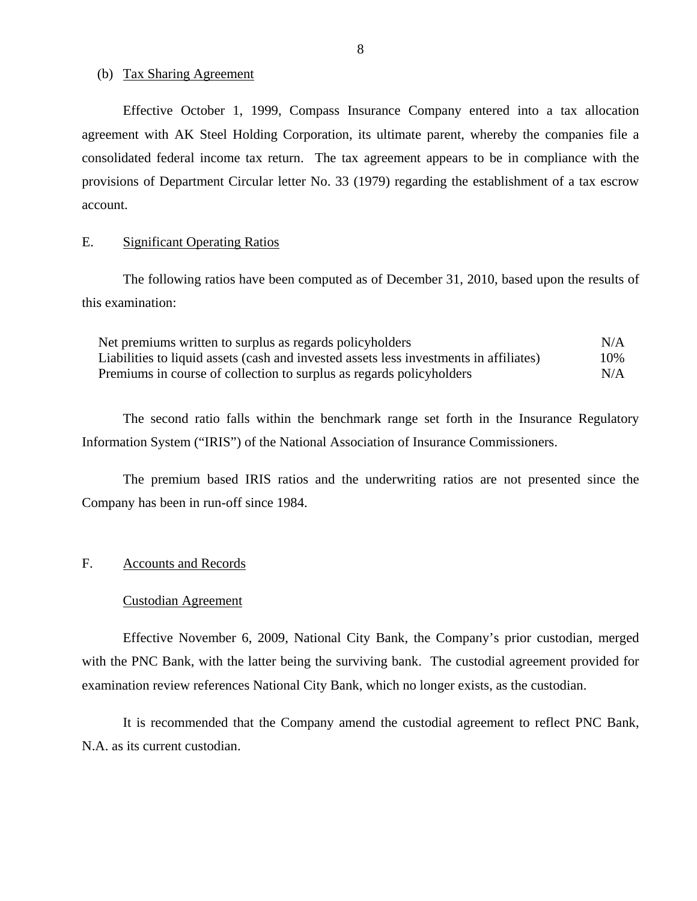(b) Tax Sharing Agreement

Effective October 1, 1999, Compass Insurance Company entered into a tax allocation agreement with AK Steel Holding Corporation, its ultimate parent, whereby the companies file a consolidated federal income tax return. The tax agreement appears to be in compliance with the provisions of Department Circular letter No. 33 (1979) regarding the establishment of a tax escrow account.

## E. Significant Operating Ratios

The following ratios have been computed as of December 31, 2010, based upon the results of this examination:

| | |
|---|---|
| Net premiums written to surplus as regards policyholders | N/A |
| Liabilities to liquid assets (cash and invested assets less investments in affiliates) | 10% |
| Premiums in course of collection to surplus as regards policyholders | N/A |

The second ratio falls within the benchmark range set forth in the Insurance Regulatory Information System ("IRIS") of the National Association of Insurance Commissioners.

The premium based IRIS ratios and the underwriting ratios are not presented since the Company has been in run-off since 1984.

## F. Accounts and Records

### Custodian Agreement

Effective November 6, 2009, National City Bank, the Company's prior custodian, merged with the PNC Bank, with the latter being the surviving bank. The custodial agreement provided for examination review references National City Bank, which no longer exists, as the custodian.

It is recommended that the Company amend the custodial agreement to reflect PNC Bank, N.A. as its current custodian.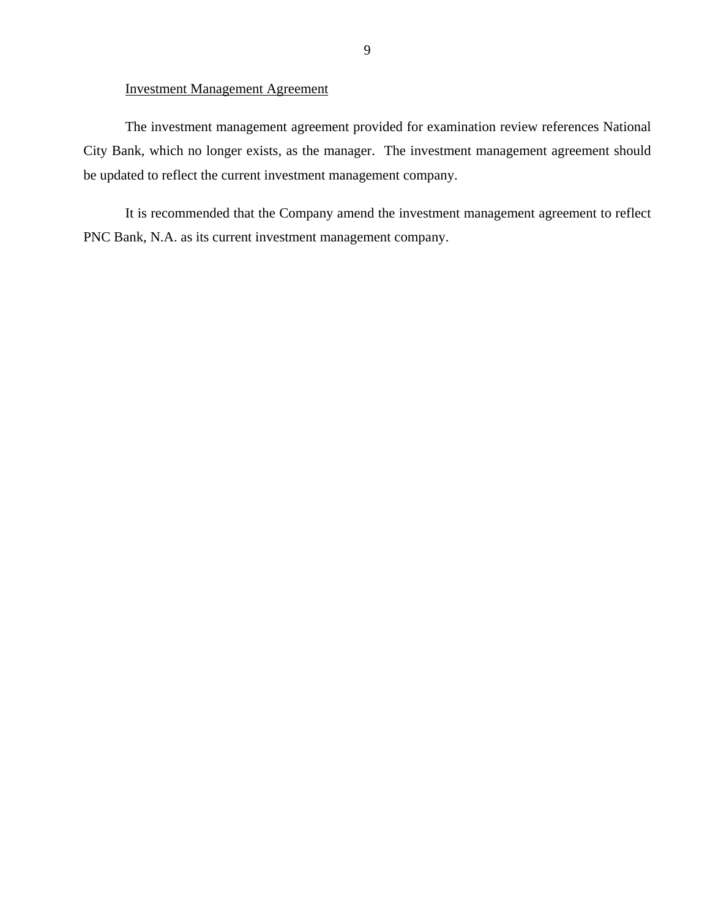<u>Investment Management Agreement</u>

The investment management agreement provided for examination review references National City Bank, which no longer exists, as the manager. The investment management agreement should be updated to reflect the current investment management company.

It is recommended that the Company amend the investment management agreement to reflect PNC Bank, N.A. as its current investment management company.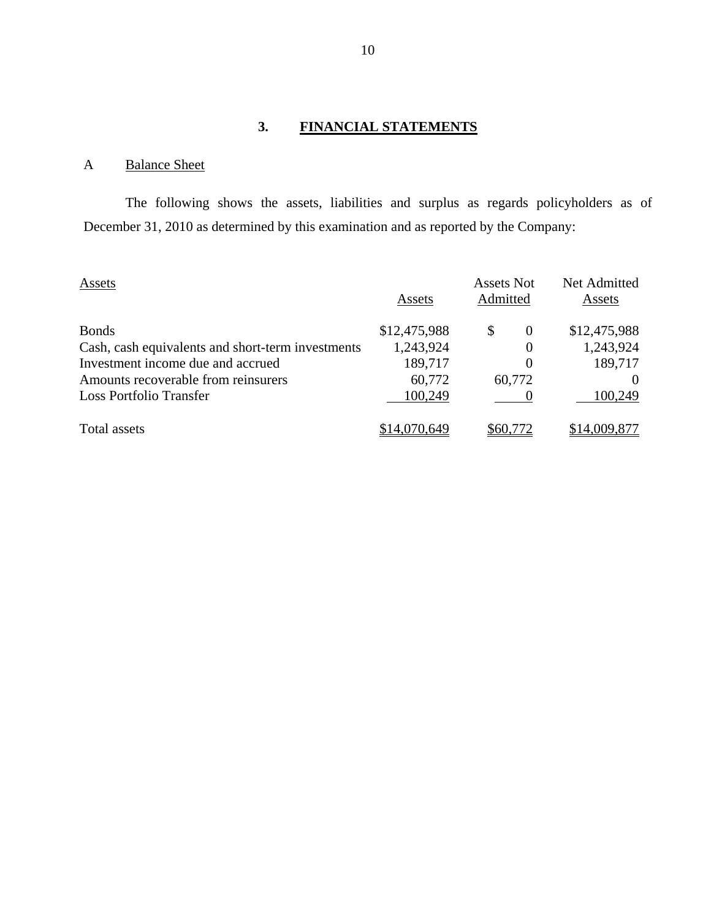## 3. FINANCIAL STATEMENTS

### A Balance Sheet

The following shows the assets, liabilities and surplus as regards policyholders as of December 31, 2010 as determined by this examination and as reported by the Company:

| Assets | Assets | Assets Not Admitted | Net Admitted Assets |
|---|---|---|---|
| Bonds | $12,475,988 | $ 0 | $12,475,988 |
| Cash, cash equivalents and short-term investments | 1,243,924 | 0 | 1,243,924 |
| Investment income due and accrued | 189,717 | 0 | 189,717 |
| Amounts recoverable from reinsurers | 60,772 | 60,772 | 0 |
| Loss Portfolio Transfer | 100,249 | 0 | 100,249 |
| Total assets | $14,070,649 | $60,772 | $14,009,877 |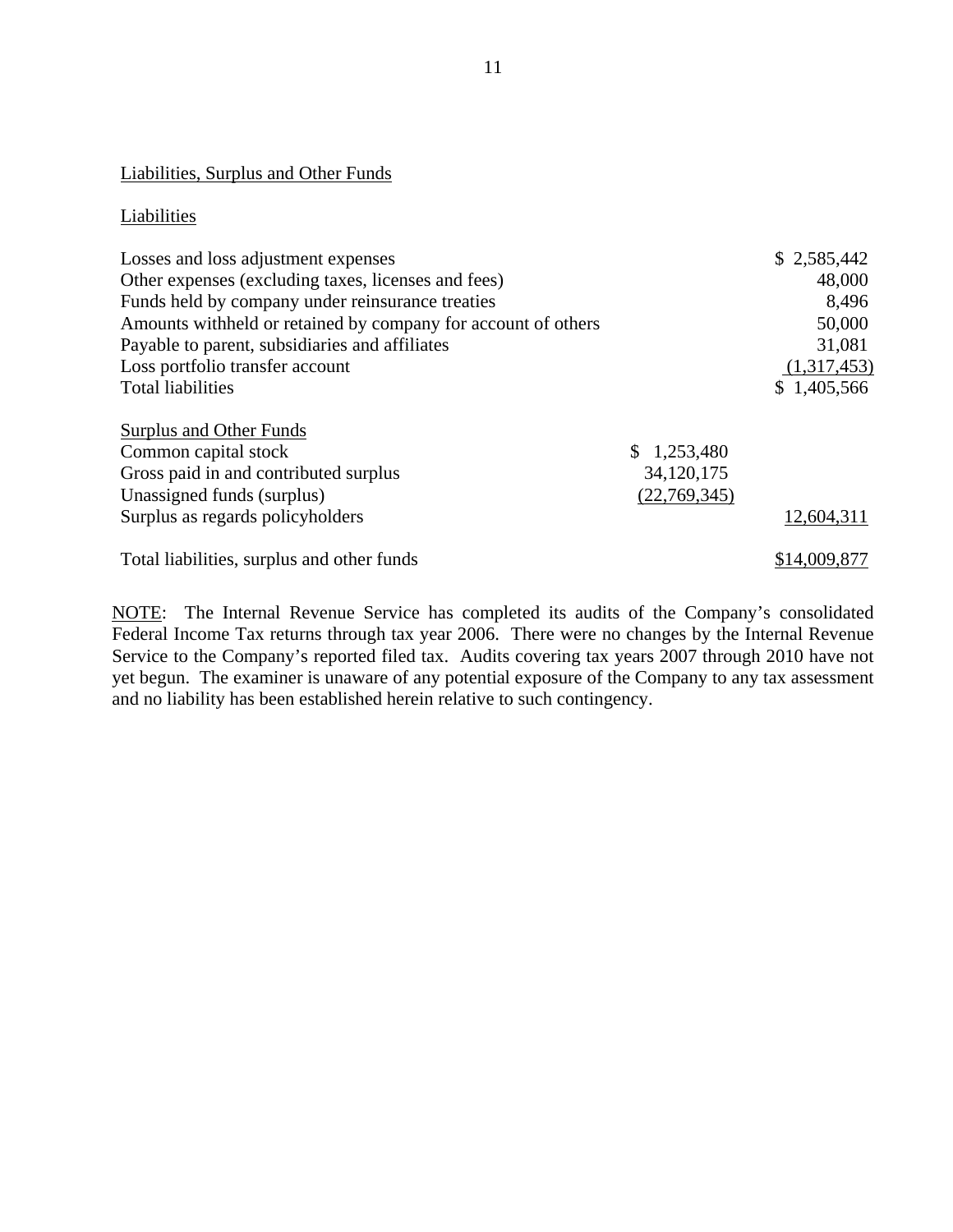Liabilities, Surplus and Other Funds

Liabilities

| | | |
|---|---|---|
| Losses and loss adjustment expenses | | $ 2,585,442 |
| Other expenses (excluding taxes, licenses and fees) | | 48,000 |
| Funds held by company under reinsurance treaties | | 8,496 |
| Amounts withheld or retained by company for account of others | | 50,000 |
| Payable to parent, subsidiaries and affiliates | | 31,081 |
| Loss portfolio transfer account | | (1,317,453) |
| Total liabilities | | $ 1,405,566 |
| | | |
| Surplus and Other Funds | | |
| Common capital stock | $ 1,253,480 | |
| Gross paid in and contributed surplus | 34,120,175 | |
| Unassigned funds (surplus) | (22,769,345) | |
| Surplus as regards policyholders | | 12,604,311 |
| | | |
| Total liabilities, surplus and other funds | | $14,009,877 |

NOTE: The Internal Revenue Service has completed its audits of the Company's consolidated Federal Income Tax returns through tax year 2006. There were no changes by the Internal Revenue Service to the Company's reported filed tax. Audits covering tax years 2007 through 2010 have not yet begun. The examiner is unaware of any potential exposure of the Company to any tax assessment and no liability has been established herein relative to such contingency.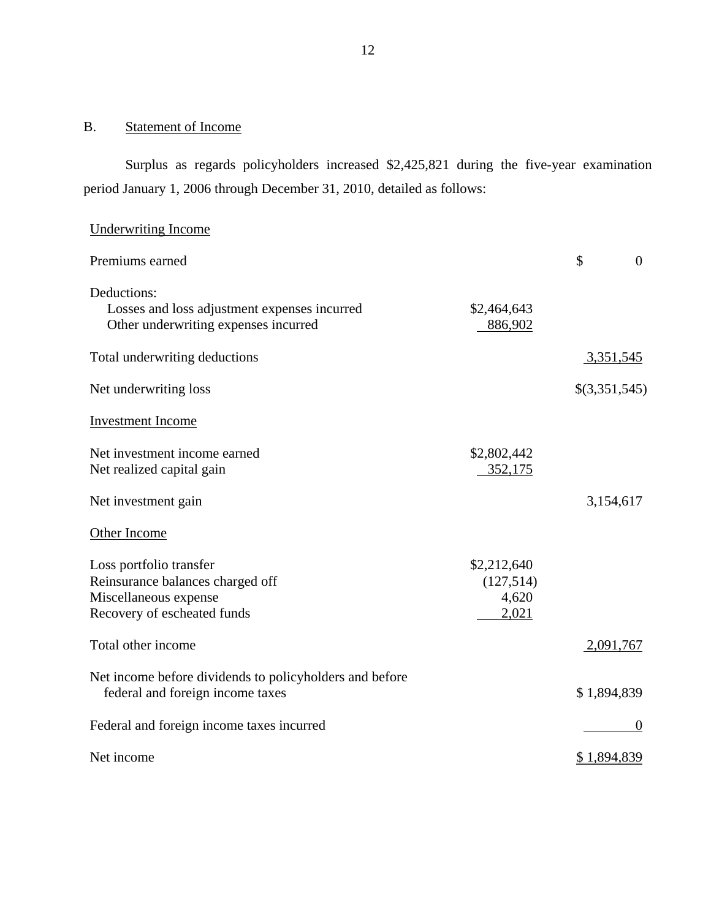## B. Statement of Income

Surplus as regards policyholders increased $2,425,821 during the five-year examination period January 1, 2006 through December 31, 2010, detailed as follows:

| | | |
|---|---|---|
| Underwriting Income | | |
| Premiums earned | | $ 0 |
| Deductions: | | |
| Losses and loss adjustment expenses incurred | $2,464,643 | |
| Other underwriting expenses incurred | 886,902 | |
| Total underwriting deductions | | 3,351,545 |
| Net underwriting loss | | $(3,351,545) |
| Investment Income | | |
| Net investment income earned | $2,802,442 | |
| Net realized capital gain | 352,175 | |
| Net investment gain | | 3,154,617 |
| Other Income | | |
| Loss portfolio transfer | $2,212,640 | |
| Reinsurance balances charged off | (127,514) | |
| Miscellaneous expense | 4,620 | |
| Recovery of escheated funds | 2,021 | |
| Total other income | | 2,091,767 |
| Net income before dividends to policyholders and before federal and foreign income taxes | | $ 1,894,839 |
| Federal and foreign income taxes incurred | | 0 |
| Net income | | $ 1,894,839 |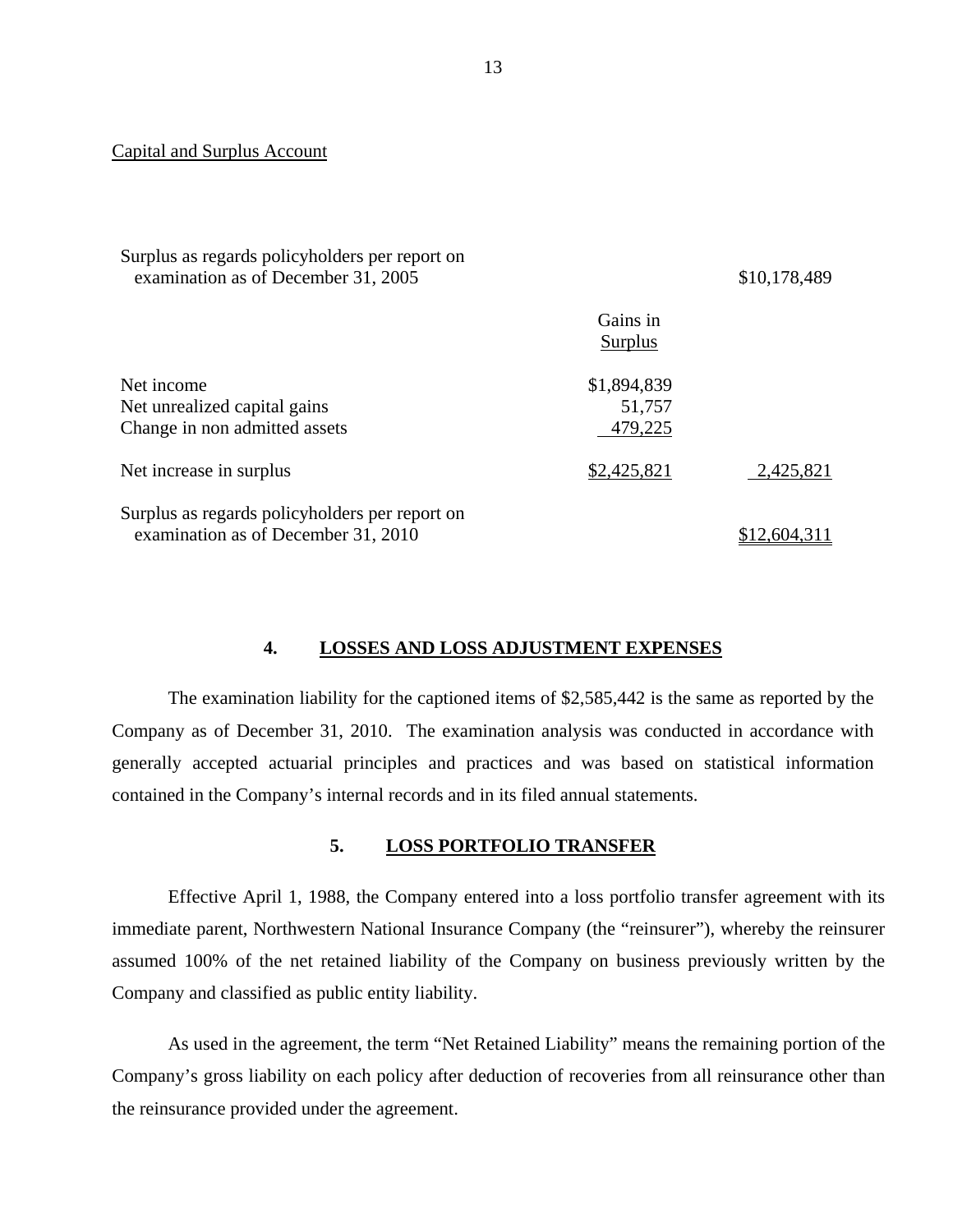Capital and Surplus Account

| | Gains in Surplus | |
|---|---|---|
| Surplus as regards policyholders per report on examination as of December 31, 2005 | | $10,178,489 |
| Net income | $1,894,839 | |
| Net unrealized capital gains | 51,757 | |
| Change in non admitted assets | 479,225 | |
| Net increase in surplus | $2,425,821 | 2,425,821 |
| Surplus as regards policyholders per report on examination as of December 31, 2010 | | $12,604,311 |

## 4. LOSSES AND LOSS ADJUSTMENT EXPENSES

The examination liability for the captioned items of $2,585,442 is the same as reported by the Company as of December 31, 2010. The examination analysis was conducted in accordance with generally accepted actuarial principles and practices and was based on statistical information contained in the Company's internal records and in its filed annual statements.

## 5. LOSS PORTFOLIO TRANSFER

Effective April 1, 1988, the Company entered into a loss portfolio transfer agreement with its immediate parent, Northwestern National Insurance Company (the "reinsurer"), whereby the reinsurer assumed 100% of the net retained liability of the Company on business previously written by the Company and classified as public entity liability.

As used in the agreement, the term "Net Retained Liability" means the remaining portion of the Company's gross liability on each policy after deduction of recoveries from all reinsurance other than the reinsurance provided under the agreement.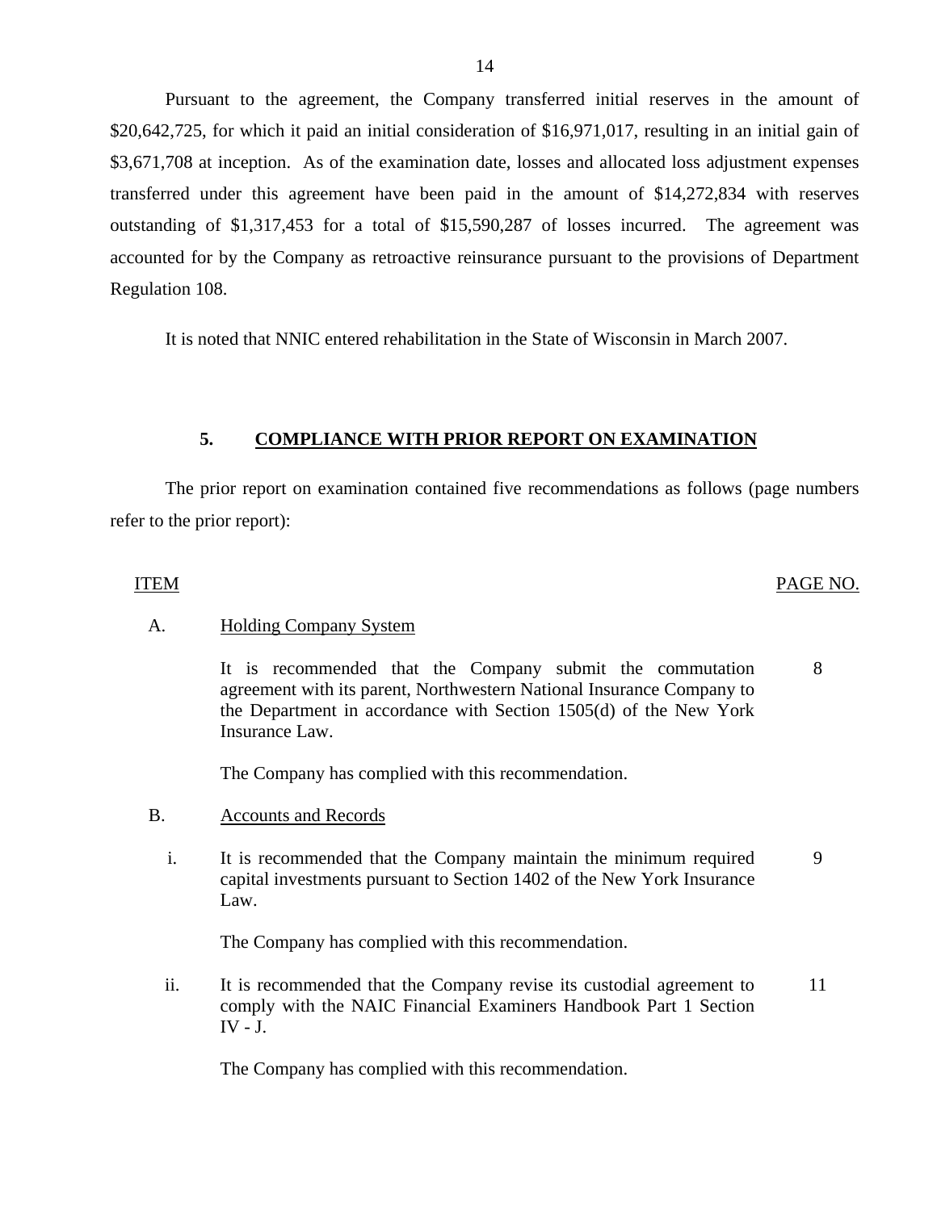Pursuant to the agreement, the Company transferred initial reserves in the amount of $20,642,725, for which it paid an initial consideration of $16,971,017, resulting in an initial gain of $3,671,708 at inception. As of the examination date, losses and allocated loss adjustment expenses transferred under this agreement have been paid in the amount of $14,272,834 with reserves outstanding of $1,317,453 for a total of $15,590,287 of losses incurred. The agreement was accounted for by the Company as retroactive reinsurance pursuant to the provisions of Department Regulation 108.

It is noted that NNIC entered rehabilitation in the State of Wisconsin in March 2007.

## 5. COMPLIANCE WITH PRIOR REPORT ON EXAMINATION

The prior report on examination contained five recommendations as follows (page numbers refer to the prior report):

| ITEM | | PAGE NO. |
|---|---|---|
| A. | Holding Company System | |
| | It is recommended that the Company submit the commutation agreement with its parent, Northwestern National Insurance Company to the Department in accordance with Section 1505(d) of the New York Insurance Law. | 8 |
| | The Company has complied with this recommendation. | |
| B. | Accounts and Records | |
| i. | It is recommended that the Company maintain the minimum required capital investments pursuant to Section 1402 of the New York Insurance Law. | 9 |
| | The Company has complied with this recommendation. | |
| ii. | It is recommended that the Company revise its custodial agreement to comply with the NAIC Financial Examiners Handbook Part 1 Section IV - J. | 11 |
| | The Company has complied with this recommendation. | |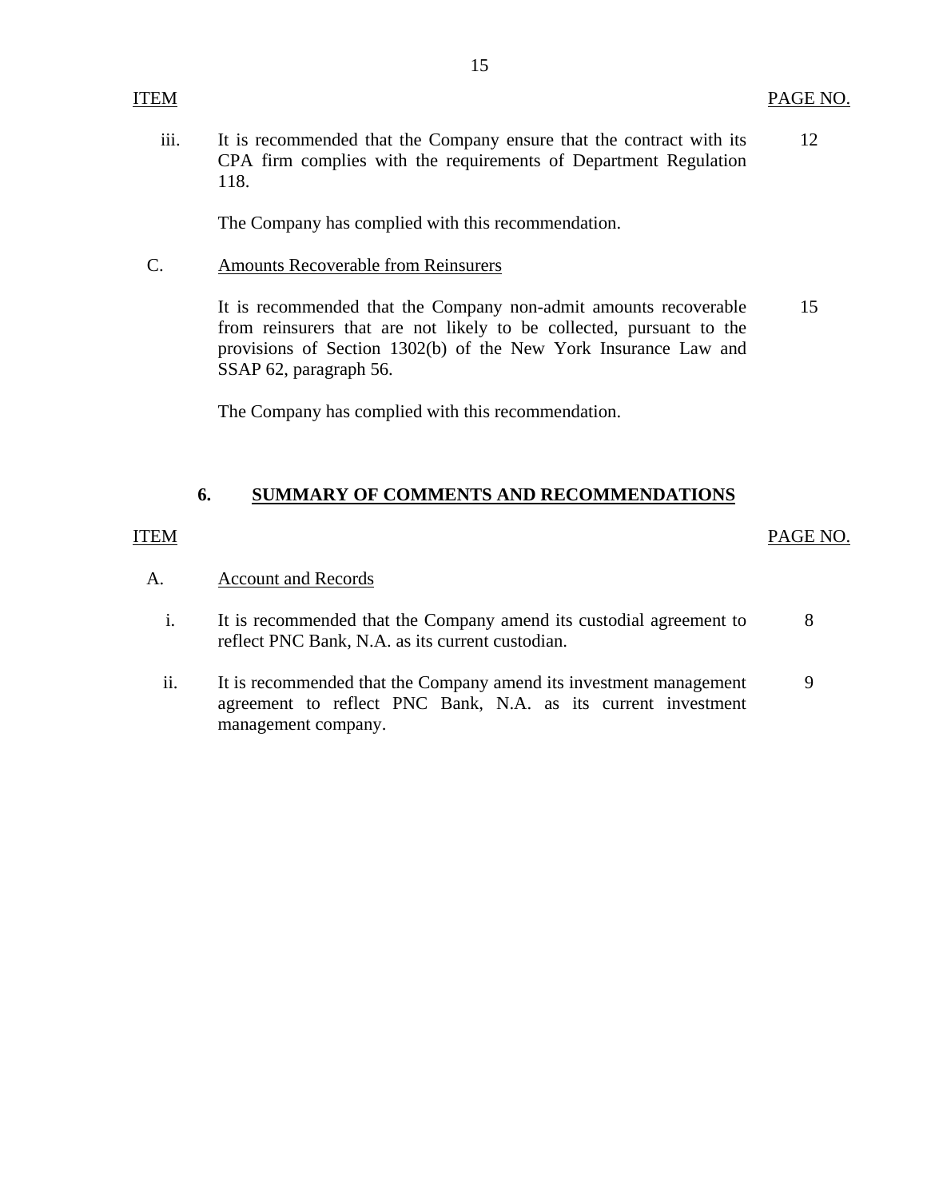| ITEM | | PAGE NO. |
|---|---|---|
| iii. | It is recommended that the Company ensure that the contract with its CPA firm complies with the requirements of Department Regulation 118. | 12 |
| | The Company has complied with this recommendation. | |
| C. | Amounts Recoverable from Reinsurers | |
| | It is recommended that the Company non-admit amounts recoverable from reinsurers that are not likely to be collected, pursuant to the provisions of Section 1302(b) of the New York Insurance Law and SSAP 62, paragraph 56. | 15 |
| | The Company has complied with this recommendation. | |

## 6. SUMMARY OF COMMENTS AND RECOMMENDATIONS

| ITEM | | PAGE NO. |
|---|---|---|
| A. | Account and Records | |
| i. | It is recommended that the Company amend its custodial agreement to reflect PNC Bank, N.A. as its current custodian. | 8 |
| ii. | It is recommended that the Company amend its investment management agreement to reflect PNC Bank, N.A. as its current investment management company. | 9 |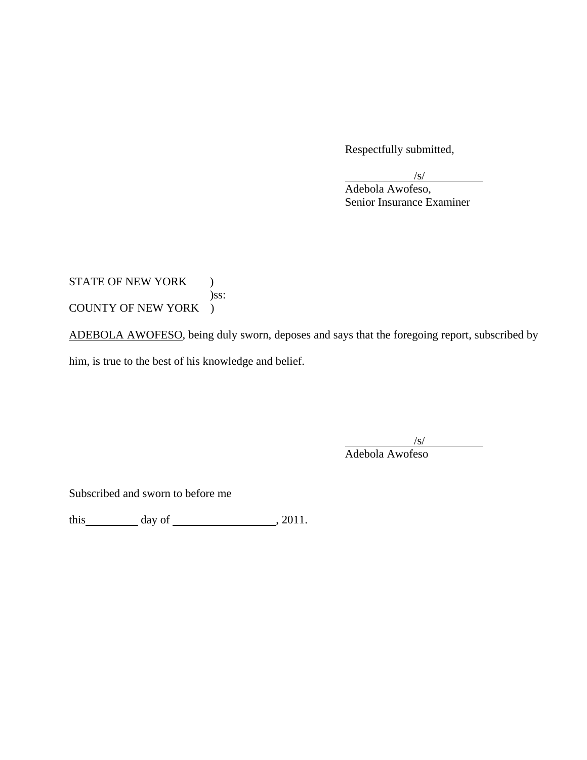Respectfully submitted,

/s/
Adebola Awofeso,
Senior Insurance Examiner

STATE OF NEW YORK )
)ss:
COUNTY OF NEW YORK )

ADEBOLA AWOFESO, being duly sworn, deposes and says that the foregoing report, subscribed by him, is true to the best of his knowledge and belief.

/s/
Adebola Awofeso

Subscribed and sworn to before me

this\_\_\_\_\_\_\_\_\_ day of \_\_\_\_\_\_\_\_\_\_\_\_\_\_\_\_\_\_, 2011.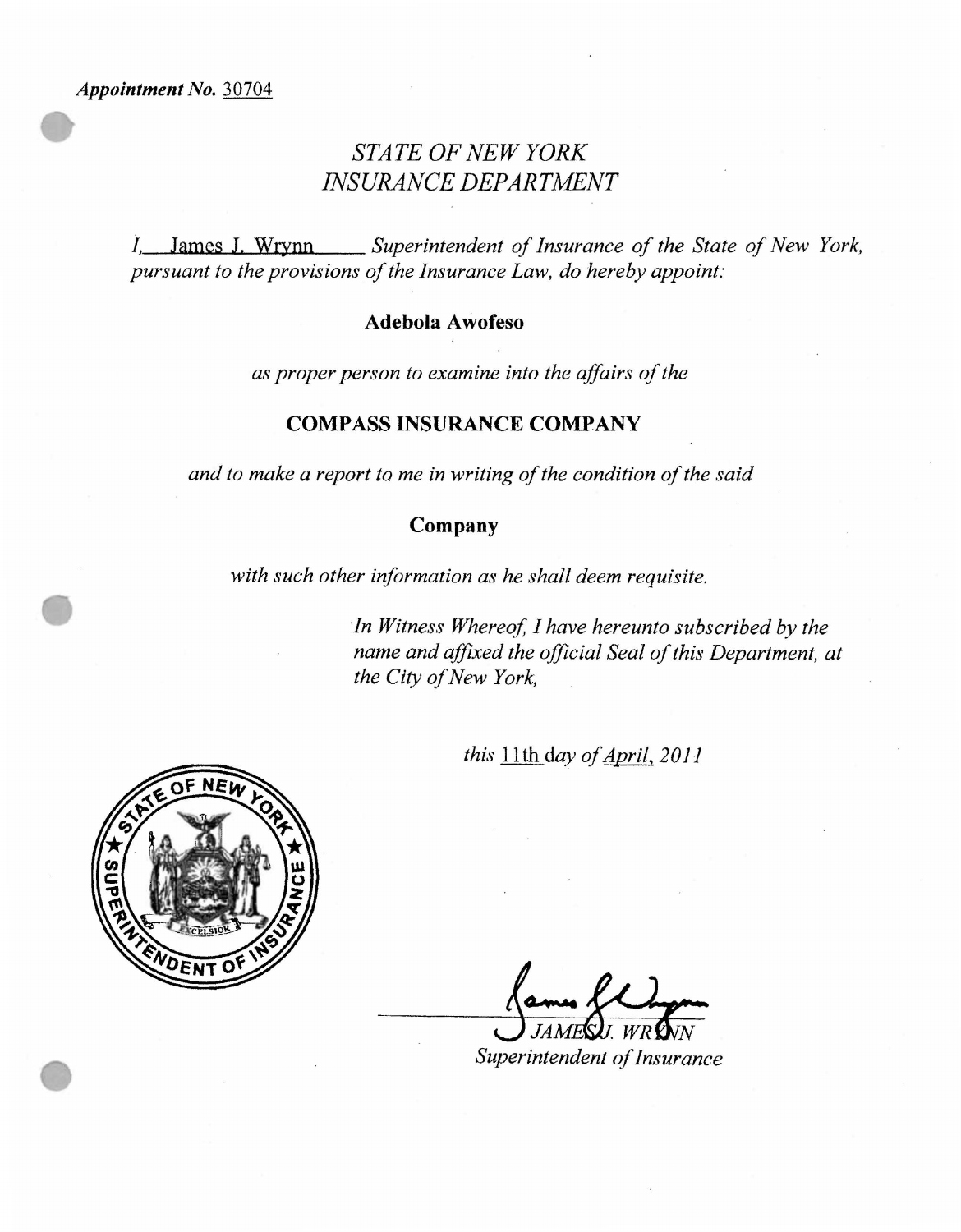*Appointment No.* 30704

# *STATE OF NEW YORK*
# *INSURANCE DEPARTMENT*

*I,* James J. Wrynn *Superintendent of Insurance of the State of New York, pursuant to the provisions of the Insurance Law, do hereby appoint:*

**Adebola Awofeso**

*as proper person to examine into the affairs of the*

**COMPASS INSURANCE COMPANY**

*and to make a report to me in writing of the condition of the said*

**Company**

*with such other information as he shall deem requisite.*

*In Witness Whereof, I have hereunto subscribed by the name and affixed the official Seal of this Department, at the City of New York,*

*this* 11th *day of* April, *2011*

STATE OF NEW YORK ★ SUPERINTENDENT OF INSURANCE ★ EXCELSIOR

*JAMES J. WRYNN*
*Superintendent of Insurance*